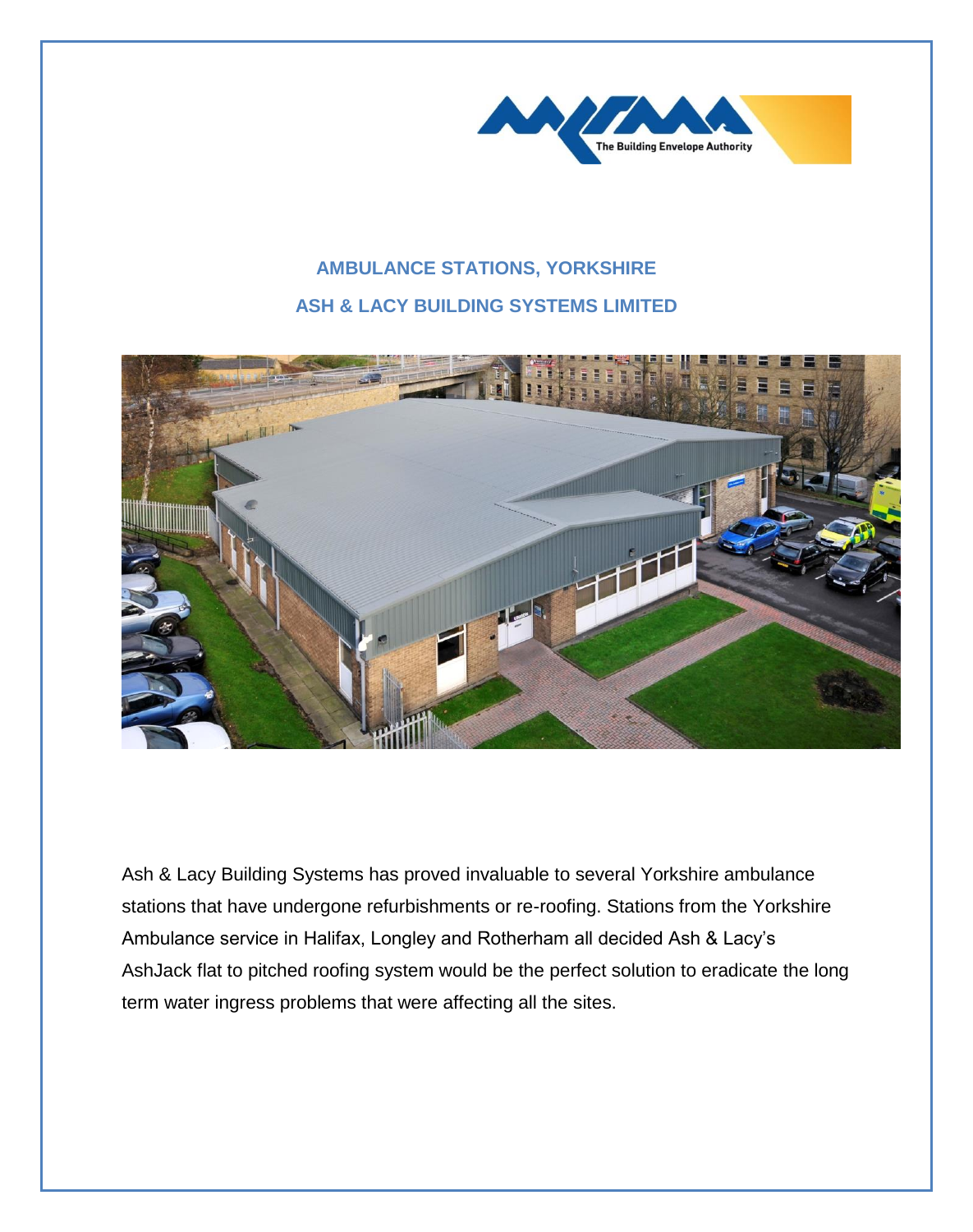## AMBULANCE STATIONS, YORKSHIRE

## ASH & LACY BUILDING SYSTEMS LIMITED

Ash & Lacy Building Systems has proved invaluable to several Yorkshire ambulance stations that have undergone refurbishments or re-roofing. Stations from the Yorkshire Ambulance service in Halifax, Longley and Rotherham all decided Ash & Lacy's AshJack flat to pitched roofing system would be the perfect solution to eradicate the long term water ingress problems that were affecting all the sites.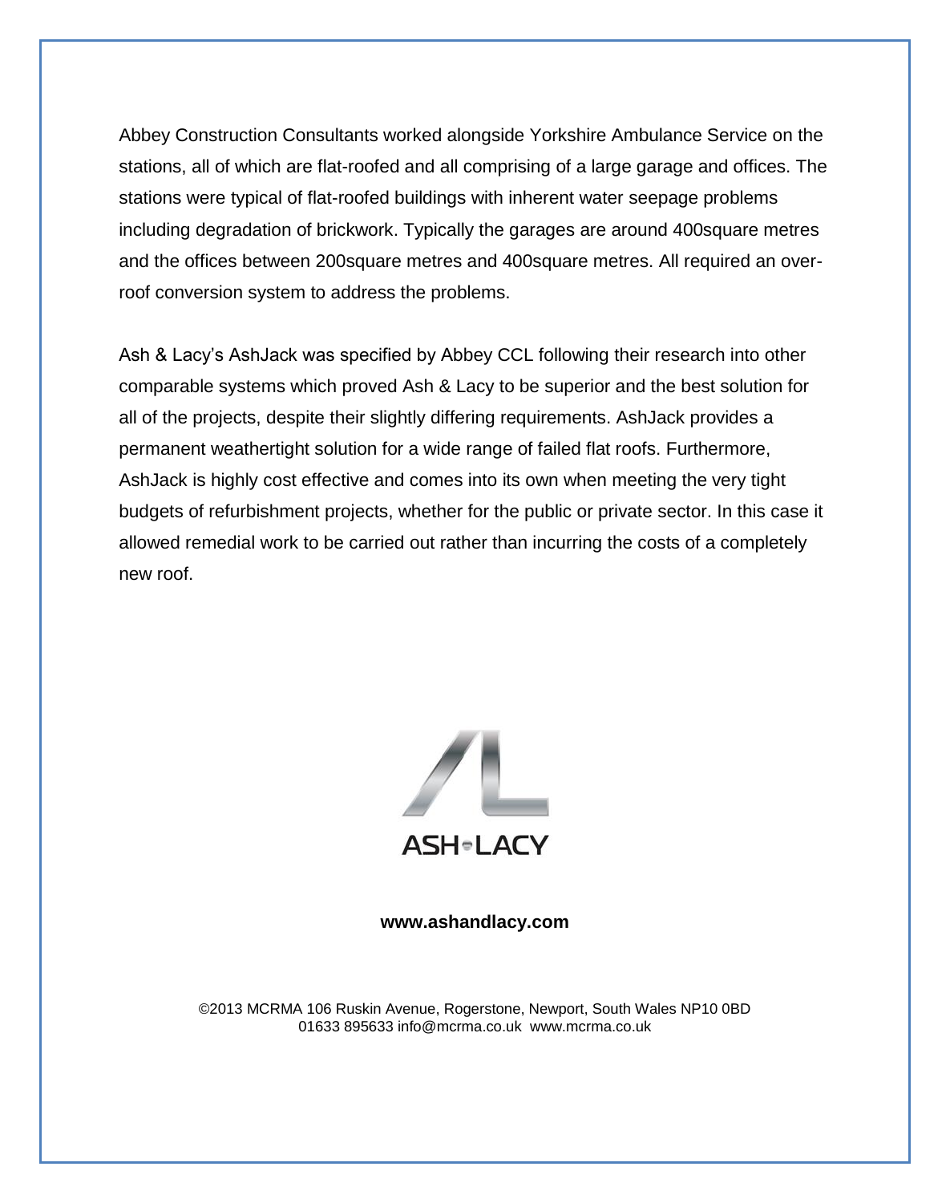Abbey Construction Consultants worked alongside Yorkshire Ambulance Service on the stations, all of which are flat-roofed and all comprising of a large garage and offices. The stations were typical of flat-roofed buildings with inherent water seepage problems including degradation of brickwork. Typically the garages are around 400square metres and the offices between 200square metres and 400square metres. All required an over-roof conversion system to address the problems.

Ash & Lacy's AshJack was specified by Abbey CCL following their research into other comparable systems which proved Ash & Lacy to be superior and the best solution for all of the projects, despite their slightly differing requirements. AshJack provides a permanent weathertight solution for a wide range of failed flat roofs. Furthermore, AshJack is highly cost effective and comes into its own when meeting the very tight budgets of refurbishment projects, whether for the public or private sector. In this case it allowed remedial work to be carried out rather than incurring the costs of a completely new roof.

ASH LACY

**www.ashandlacy.com**

©2013 MCRMA 106 Ruskin Avenue, Rogerstone, Newport, South Wales NP10 0BD
01633 895633 info@mcrma.co.uk www.mcrma.co.uk